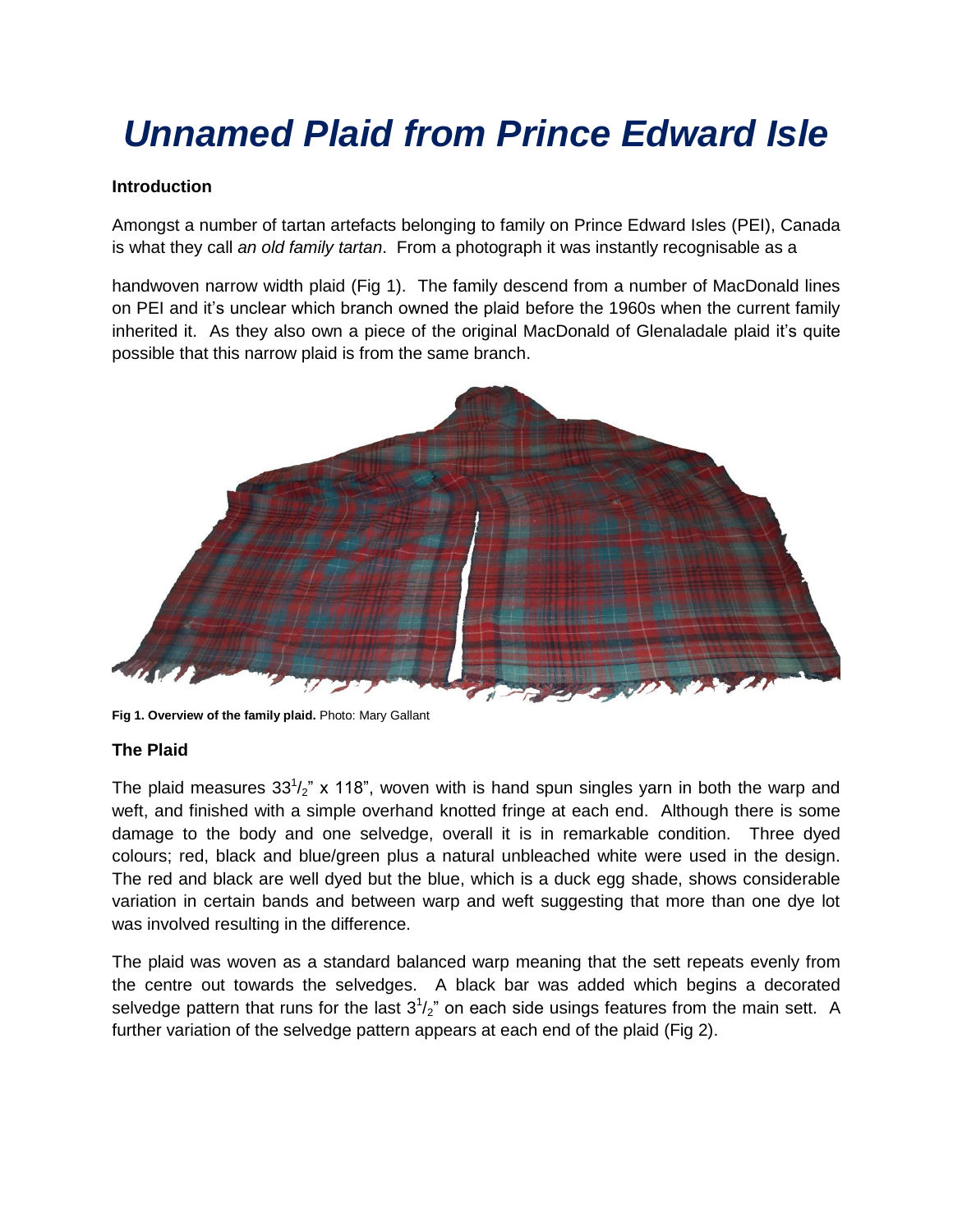# *Unnamed Plaid from Prince Edward Isle*

**Introduction**

Amongst a number of tartan artefacts belonging to family on Prince Edward Isles (PEI), Canada is what they call *an old family tartan*. From a photograph it was instantly recognisable as a

handwoven narrow width plaid (Fig 1). The family descend from a number of MacDonald lines on PEI and it's unclear which branch owned the plaid before the 1960s when the current family inherited it. As they also own a piece of the original MacDonald of Glenaladale plaid it's quite possible that this narrow plaid is from the same branch.

**Fig 1. Overview of the family plaid.** Photo: Mary Gallant

## The Plaid

The plaid measures 33½" x 118", woven with is hand spun singles yarn in both the warp and weft, and finished with a simple overhand knotted fringe at each end. Although there is some damage to the body and one selvedge, overall it is in remarkable condition. Three dyed colours; red, black and blue/green plus a natural unbleached white were used in the design. The red and black are well dyed but the blue, which is a duck egg shade, shows considerable variation in certain bands and between warp and weft suggesting that more than one dye lot was involved resulting in the difference.

The plaid was woven as a standard balanced warp meaning that the sett repeats evenly from the centre out towards the selvedges. A black bar was added which begins a decorated selvedge pattern that runs for the last 3½" on each side usings features from the main sett. A further variation of the selvedge pattern appears at each end of the plaid (Fig 2).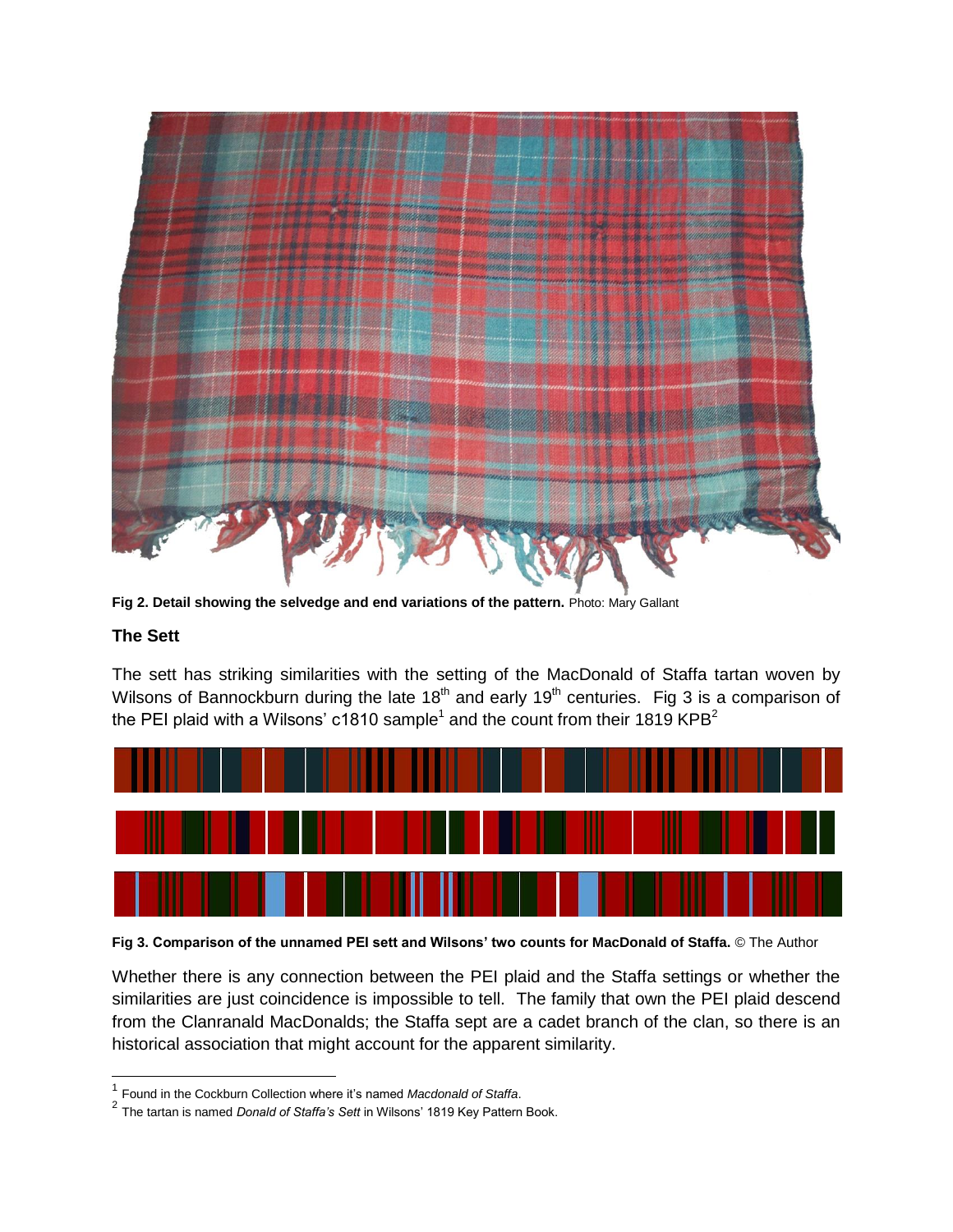**Fig 2. Detail showing the selvedge and end variations of the pattern.** Photo: Mary Gallant

### The Sett

The sett has striking similarities with the setting of the MacDonald of Staffa tartan woven by Wilsons of Bannockburn during the late 18th and early 19th centuries. Fig 3 is a comparison of the PEI plaid with a Wilsons' c1810 sample[1] and the count from their 1819 KPB[2]

**Fig 3. Comparison of the unnamed PEI sett and Wilsons' two counts for MacDonald of Staffa.** © The Author

Whether there is any connection between the PEI plaid and the Staffa settings or whether the similarities are just coincidence is impossible to tell. The family that own the PEI plaid descend from the Clanranald MacDonalds; the Staffa sept are a cadet branch of the clan, so there is an historical association that might account for the apparent similarity.

[1] Found in the Cockburn Collection where it's named *Macdonald of Staffa*.

[2] The tartan is named *Donald of Staffa's Sett* in Wilsons' 1819 Key Pattern Book.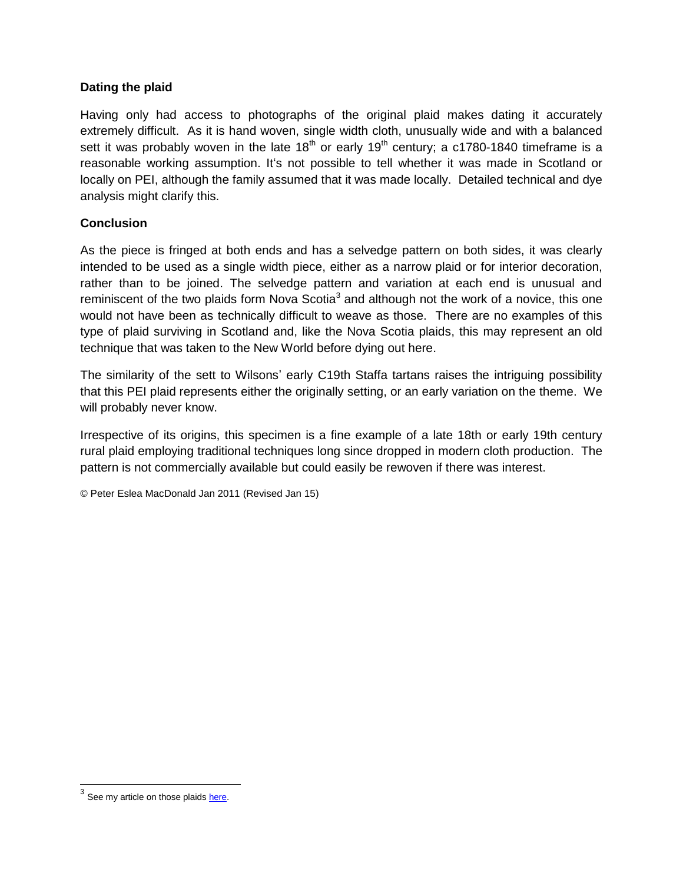## Dating the plaid

Having only had access to photographs of the original plaid makes dating it accurately extremely difficult. As it is hand woven, single width cloth, unusually wide and with a balanced sett it was probably woven in the late 18th or early 19th century; a c1780-1840 timeframe is a reasonable working assumption. It's not possible to tell whether it was made in Scotland or locally on PEI, although the family assumed that it was made locally. Detailed technical and dye analysis might clarify this.

## Conclusion

As the piece is fringed at both ends and has a selvedge pattern on both sides, it was clearly intended to be used as a single width piece, either as a narrow plaid or for interior decoration, rather than to be joined. The selvedge pattern and variation at each end is unusual and reminiscent of the two plaids form Nova Scotia[3] and although not the work of a novice, this one would not have been as technically difficult to weave as those. There are no examples of this type of plaid surviving in Scotland and, like the Nova Scotia plaids, this may represent an old technique that was taken to the New World before dying out here.

The similarity of the sett to Wilsons' early C19th Staffa tartans raises the intriguing possibility that this PEI plaid represents either the originally setting, or an early variation on the theme. We will probably never know.

Irrespective of its origins, this specimen is a fine example of a late 18th or early 19th century rural plaid employing traditional techniques long since dropped in modern cloth production. The pattern is not commercially available but could easily be rewoven if there was interest.

© Peter Eslea MacDonald Jan 2011 (Revised Jan 15)

[3] See my article on those plaids here.